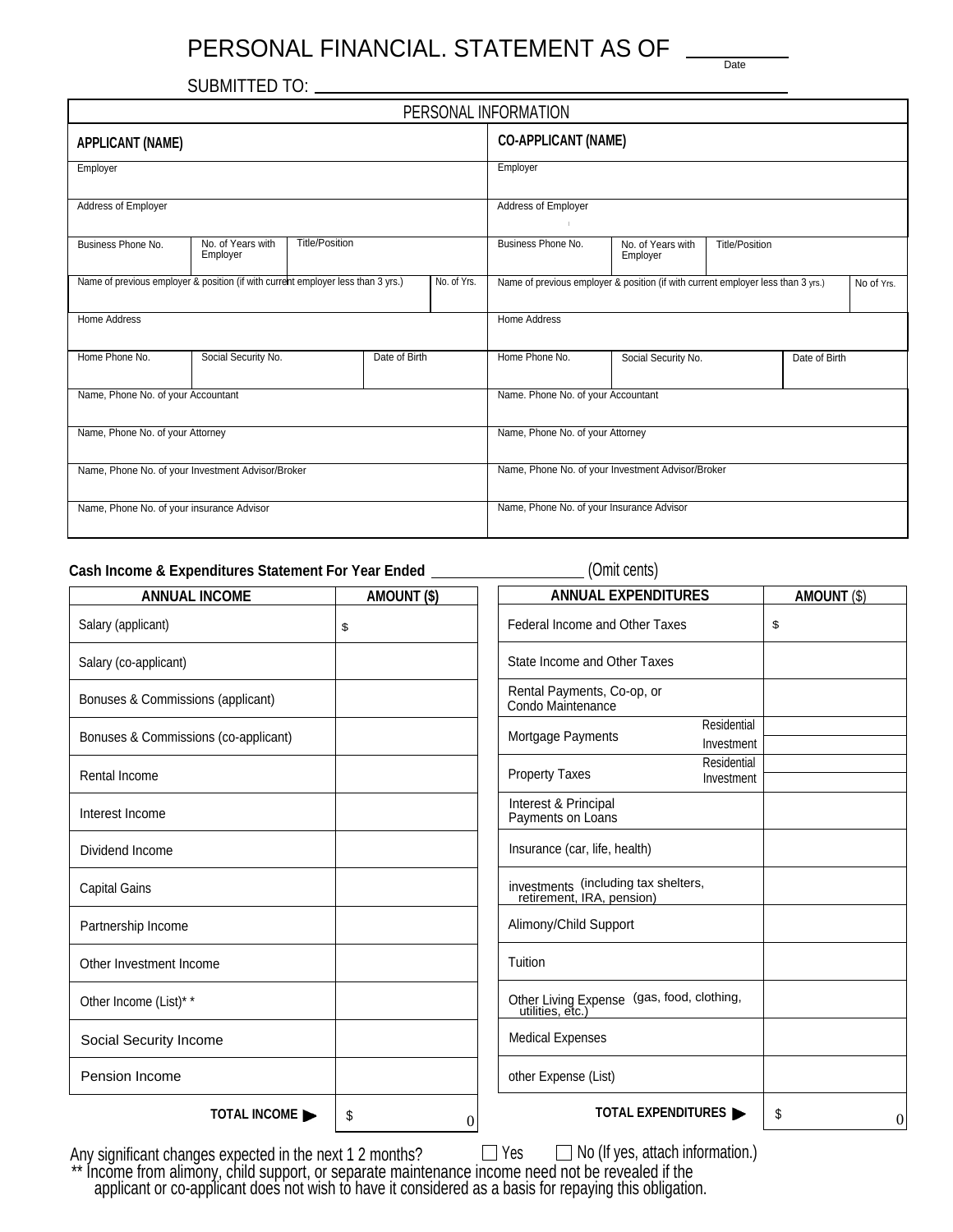# PERSONAL FINANCIAL. STATEMENT AS OF ________
Date

SUBMITTED TO: ________________________________

| PERSONAL INFORMATION | | | | | | | |
|---|---|---|---|---|---|---|---|
| **APPLICANT (NAME)** | | | | **CO-APPLICANT (NAME)** | | | |
| Employer | | | | Employer | | | |
| Address of Employer | | | | Address of Employer | | | |
| Business Phone No. | No. of Years with Employer | Title/Position | | Business Phone No. | No. of Years with Employer | Title/Position | |
| Name of previous employer & position (if with current employer less than 3 yrs.) | | | No. of Yrs. | Name of previous employer & position (if with current employer less than 3 yrs.) | | | No of Yrs. |
| Home Address | | | | Home Address | | | |
| Home Phone No. | Social Security No. | Date of Birth | | Home Phone No. | Social Security No. | Date of Birth | |
| Name, Phone No. of your Accountant | | | | Name. Phone No. of your Accountant | | | |
| Name, Phone No. of your Attorney | | | | Name, Phone No. of your Attorney | | | |
| Name, Phone No. of your Investment Advisor/Broker | | | | Name, Phone No. of your Investment Advisor/Broker | | | |
| Name, Phone No. of your insurance Advisor | | | | Name, Phone No. of your Insurance Advisor | | | |

**Cash Income & Expenditures Statement For Year Ended** ________________ (Omit cents)

| ANNUAL INCOME | AMOUNT ($) |
|---|---|
| Salary (applicant) | $ |
| Salary (co-applicant) | |
| Bonuses & Commissions (applicant) | |
| Bonuses & Commissions (co-applicant) | |
| Rental Income | |
| Interest Income | |
| Dividend Income | |
| Capital Gains | |
| Partnership Income | |
| Other Investment Income | |
| Other Income (List)** | |
| Social Security Income | |
| Pension Income | |
| **TOTAL INCOME ▶** | $ 0 |

| ANNUAL EXPENDITURES | | AMOUNT ($) |
|---|---|---|
| Federal Income and Other Taxes | | $ |
| State Income and Other Taxes | | |
| Rental Payments, Co-op, or Condo Maintenance | | |
| Mortgage Payments | Residential | |
| | Investment | |
| Property Taxes | Residential | |
| | Investment | |
| Interest & Principal Payments on Loans | | |
| Insurance (car, life, health) | | |
| investments (including tax shelters, retirement, IRA, pension) | | |
| Alimony/Child Support | | |
| Tuition | | |
| Other Living Expense (gas, food, clothing, utilities, etc.) | | |
| Medical Expenses | | |
| other Expense (List) | | |
| **TOTAL EXPENDITURES ▶** | | $ 0 |

Any significant changes expected in the next 1 2 months? ☐ Yes ☐ No (If yes, attach information.)

** Income from alimony, child support, or separate maintenance income need not be revealed if the applicant or co-applicant does not wish to have it considered as a basis for repaying this obligation.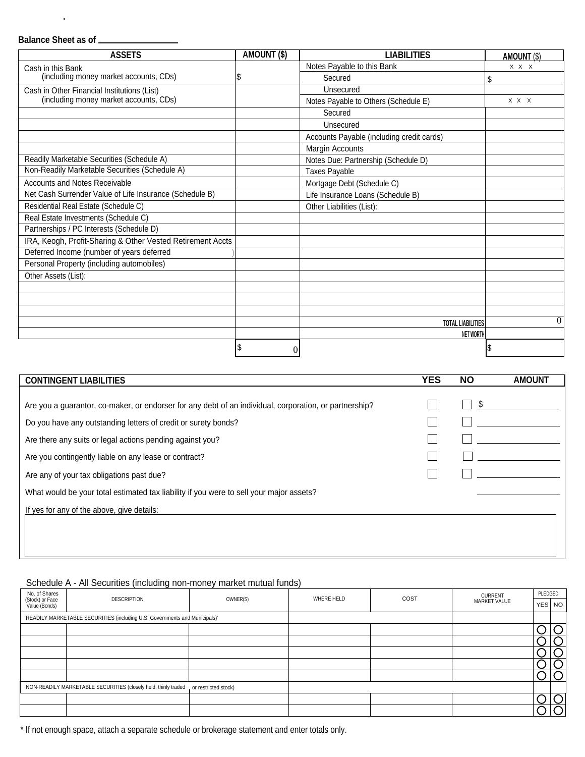**Balance Sheet as of \_\_\_\_\_\_\_\_\_\_\_\_\_\_\_\_**

| ASSETS | AMOUNT ($) | LIABILITIES | AMOUNT ($) |
|---|---|---|---|
| Cash in this Bank (including money market accounts, CDs) | $ | Notes Payable to this Bank | X X X |
| | | Secured | $ |
| Cash in Other Financial Institutions (List) (including money market accounts, CDs) | | Unsecured | |
| | | Notes Payable to Others (Schedule E) | X X X |
| | | Secured | |
| | | Unsecured | |
| | | Accounts Payable (including credit cards) | |
| | | Margin Accounts | |
| Readily Marketable Securities (Schedule A) | | Notes Due: Partnership (Schedule D) | |
| Non-Readily Marketable Securities (Schedule A) | | Taxes Payable | |
| Accounts and Notes Receivable | | Mortgage Debt (Schedule C) | |
| Net Cash Surrender Value of Life Insurance (Schedule B) | | Life Insurance Loans (Schedule B) | |
| Residential Real Estate (Schedule C) | | Other Liabilities (List): | |
| Real Estate Investments (Schedule C) | | | |
| Partnerships / PC Interests (Schedule D) | | | |
| IRA, Keogh, Profit-Sharing & Other Vested Retirement Accts | | | |
| Deferred Income (number of years deferred ) | | | |
| Personal Property (including automobiles) | | | |
| Other Assets (List): | | | |
| | | | |
| | | | |
| | | | |
| | | TOTAL LIABILITIES | 0 |
| | | NET WORTH | |
| | $ 0 | | $ |

| CONTINGENT LIABILITIES | YES | NO | AMOUNT |
|---|---|---|---|
| Are you a guarantor, co-maker, or endorser for any debt of an individual, corporation, or partnership? | ☐ | ☐ | $ |
| Do you have any outstanding letters of credit or surety bonds? | ☐ | ☐ | |
| Are there any suits or legal actions pending against you? | ☐ | ☐ | |
| Are you contingently liable on any lease or contract? | ☐ | ☐ | |
| Are any of your tax obligations past due? | ☐ | ☐ | |
| What would be your total estimated tax liability if you were to sell your major assets? | | | |

If yes for any of the above, give details:

Schedule A - All Securities (including non-money market mutual funds)

| No. of Shares (Stock) or Face Value (Bonds) | DESCRIPTION | OWNER(S) | WHERE HELD | COST | CURRENT MARKET VALUE | PLEDGED YES | PLEDGED NO |
|---|---|---|---|---|---|---|---|
| READILY MARKETABLE SECURITIES (including U.S. Governments and Municipals)* | | | | | | | |
| | | | | | | ○ | ○ |
| | | | | | | ○ | ○ |
| | | | | | | ○ | ○ |
| | | | | | | ○ | ○ |
| | | | | | | ○ | ○ |
| NON-READILY MARKETABLE SECURITIES (closely held, thinly traded or restricted stock) | | | | | | | |
| | | | | | | ○ | ○ |
| | | | | | | ○ | ○ |

* If not enough space, attach a separate schedule or brokerage statement and enter totals only.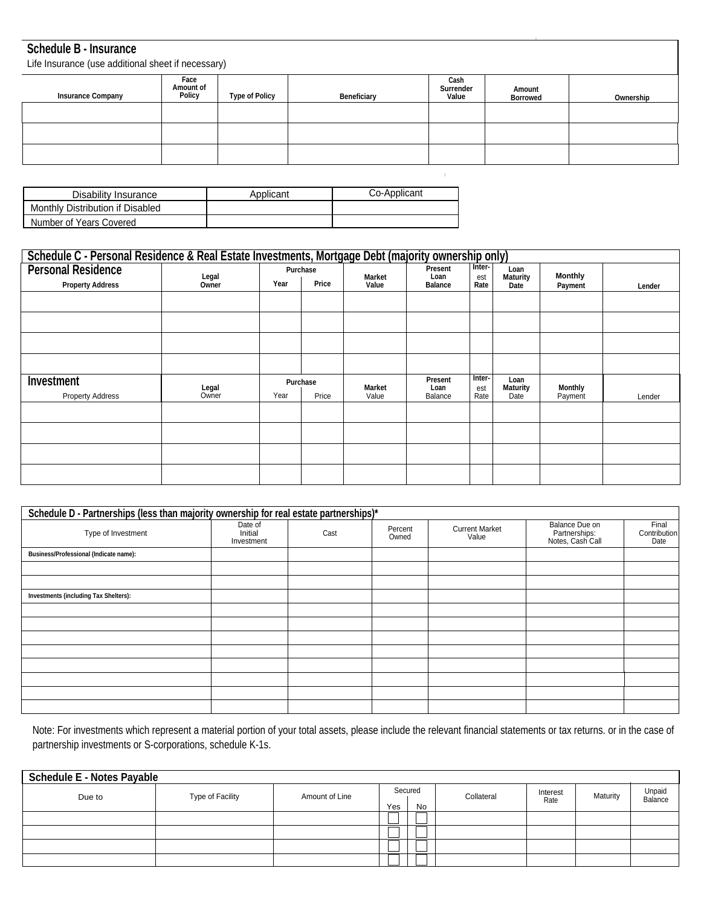## Schedule B - Insurance

Life Insurance (use additional sheet if necessary)

| Insurance Company | Face Amount of Policy | Type of Policy | Beneficiary | Cash Surrender Value | Amount Borrowed | Ownership |
|---|---|---|---|---|---|---|
| | | | | | | |
| | | | | | | |
| | | | | | | |

| Disability Insurance | Applicant | Co-Applicant |
|---|---|---|
| Monthly Distribution if Disabled | | |
| Number of Years Covered | | |

## Schedule C - Personal Residence & Real Estate Investments, Mortgage Debt (majority ownership only)

| Personal Residence | | Purchase | | | | | | | |
|---|---|---|---|---|---|---|---|---|---|
| Property Address | Legal Owner | Year | Price | Market Value | Present Loan Balance | Interest Rate | Loan Maturity Date | Monthly Payment | Lender |
| | | | | | | | | | |
| | | | | | | | | | |
| | | | | | | | | | |
| | | | | | | | | | |

| Investment | | Purchase | | | | | | | |
|---|---|---|---|---|---|---|---|---|---|
| Property Address | Legal Owner | Year | Price | Market Value | Present Loan Balance | Interest Rate | Loan Maturity Date | Monthly Payment | Lender |
| | | | | | | | | | |
| | | | | | | | | | |
| | | | | | | | | | |
| | | | | | | | | | |

## Schedule D - Partnerships (less than majority ownership for real estate partnerships)*

| Type of Investment | Date of Initial Investment | Cast | Percent Owned | Current Market Value | Balance Due on Partnerships: Notes, Cash Call | Final Contribution Date |
|---|---|---|---|---|---|---|
| **Business/Professional (Indicate name):** | | | | | | |
| | | | | | | |
| | | | | | | |
| **Investments (including Tax Shelters):** | | | | | | |
| | | | | | | |
| | | | | | | |
| | | | | | | |
| | | | | | | |
| | | | | | | |
| | | | | | | |
| | | | | | | |
| | | | | | | |

Note: For investments which represent a material portion of your total assets, please include the relevant financial statements or tax returns. or in the case of partnership investments or S-corporations, schedule K-1s.

## Schedule E - Notes Payable

| Due to | Type of Facility | Amount of Line | Secured Yes | Secured No | Collateral | Interest Rate | Maturity | Unpaid Balance |
|---|---|---|---|---|---|---|---|---|
| | | | ☐ | ☐ | | | | |
| | | | ☐ | ☐ | | | | |
| | | | ☐ | ☐ | | | | |
| | | | ☐ | ☐ | | | | |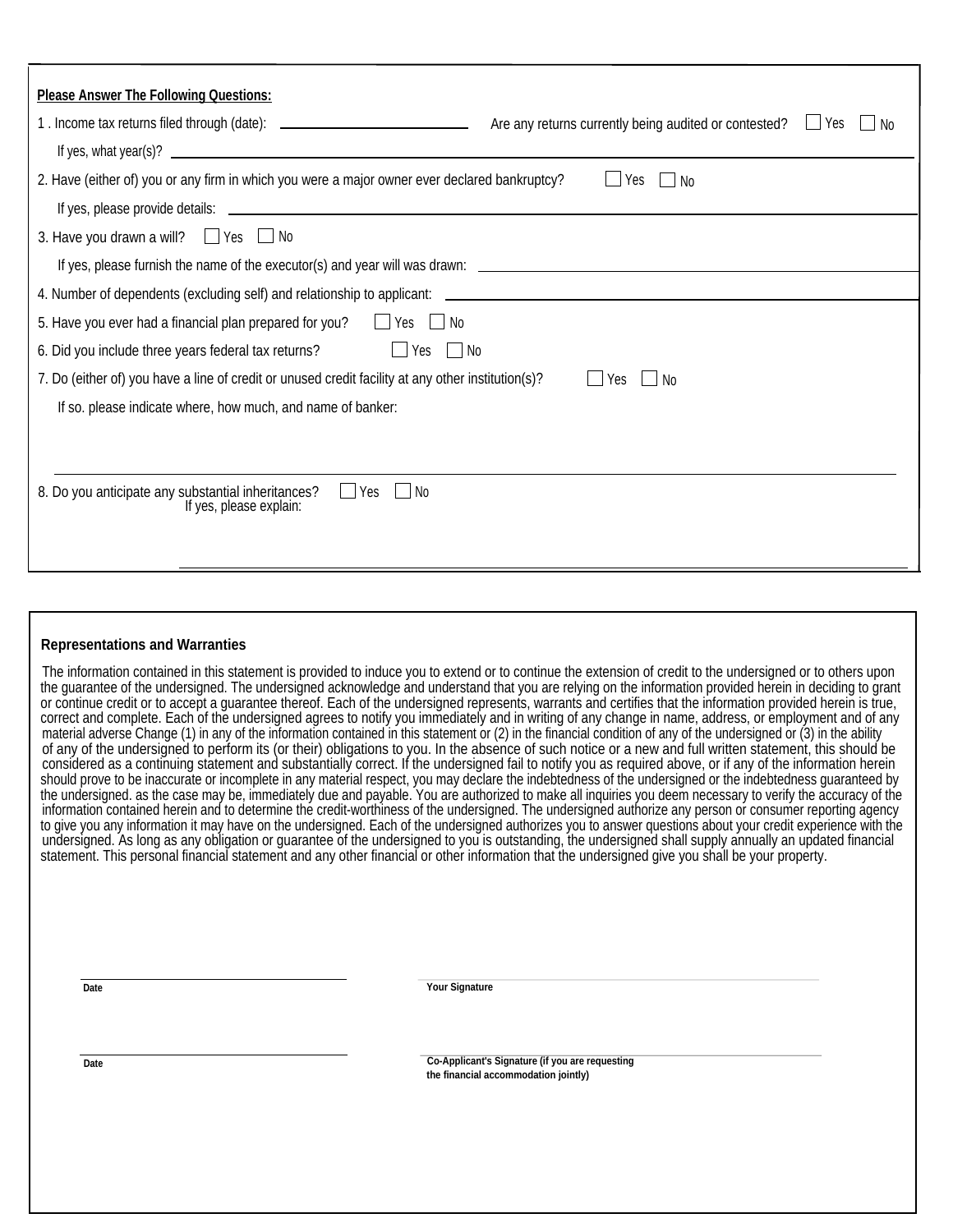**Please Answer The Following Questions:**

1 . Income tax returns filed through (date): ____________________ Are any returns currently being audited or contested? ☐ Yes ☐ No

If yes, what year(s)? ____________________

2. Have (either of) you or any firm in which you were a major owner ever declared bankruptcy? ☐ Yes ☐ No

If yes, please provide details: ____________________

3. Have you drawn a will? ☐ Yes ☐ No

If yes, please furnish the name of the executor(s) and year will was drawn: ____________________

4. Number of dependents (excluding self) and relationship to applicant: ____________________

5. Have you ever had a financial plan prepared for you? ☐ Yes ☐ No

6. Did you include three years federal tax returns? ☐ Yes ☐ No

7. Do (either of) you have a line of credit or unused credit facility at any other institution(s)? ☐ Yes ☐ No

If so. please indicate where, how much, and name of banker:

____________________

8. Do you anticipate any substantial inheritances? ☐ Yes ☐ No

If yes, please explain:

____________________

**Representations and Warranties**

The information contained in this statement is provided to induce you to extend or to continue the extension of credit to the undersigned or to others upon the guarantee of the undersigned. The undersigned acknowledge and understand that you are relying on the information provided herein in deciding to grant or continue credit or to accept a guarantee thereof. Each of the undersigned represents, warrants and certifies that the information provided herein is true, correct and complete. Each of the undersigned agrees to notify you immediately and in writing of any change in name, address, or employment and of any material adverse Change (1) in any of the information contained in this statement or (2) in the financial condition of any of the undersigned or (3) in the ability of any of the undersigned to perform its (or their) obligations to you. In the absence of such notice or a new and full written statement, this should be considered as a continuing statement and substantially correct. If the undersigned fail to notify you as required above, or if any of the information herein should prove to be inaccurate or incomplete in any material respect, you may declare the indebtedness of the undersigned or the indebtedness guaranteed by the undersigned. as the case may be, immediately due and payable. You are authorized to make all inquiries you deem necessary to verify the accuracy of the information contained herein and to determine the credit-worthiness of the undersigned. The undersigned authorize any person or consumer reporting agency to give you any information it may have on the undersigned. Each of the undersigned authorizes you to answer questions about your credit experience with the undersigned. As long as any obligation or guarantee of the undersigned to you is outstanding, the undersigned shall supply annually an updated financial statement. This personal financial statement and any other financial or other information that the undersigned give you shall be your property.

____________________ ____________________

**Date** **Your Signature**

____________________ ____________________

**Date** **Co-Applicant's Signature (if you are requesting the financial accommodation jointly)**